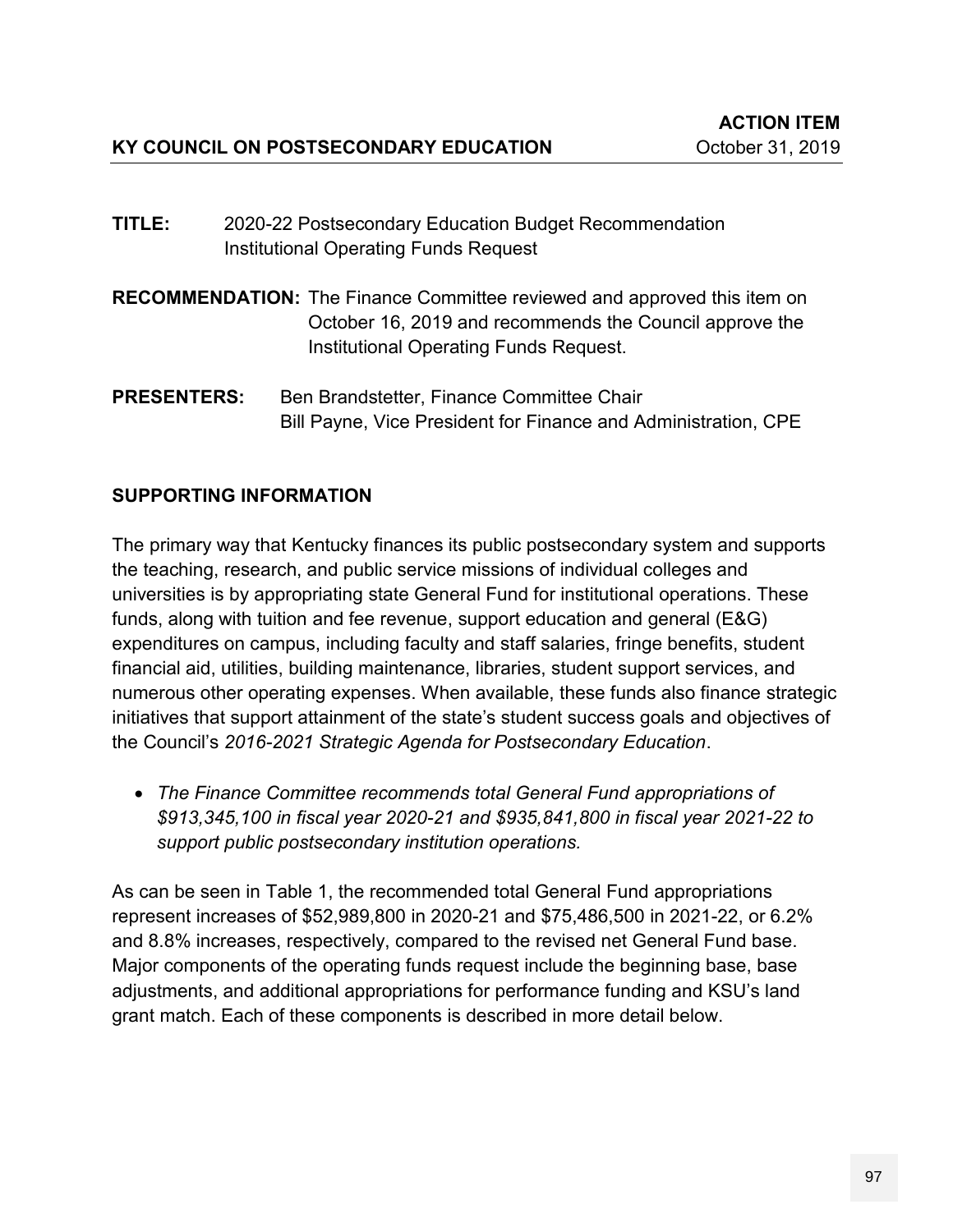**ACTION ITEM**

**KY COUNCIL ON POSTSECONDARY EDUCATION** October 31, 2019

**TITLE:** 2020-22 Postsecondary Education Budget Recommendation Institutional Operating Funds Request

**RECOMMENDATION:** The Finance Committee reviewed and approved this item on October 16, 2019 and recommends the Council approve the Institutional Operating Funds Request.

**PRESENTERS:** Ben Brandstetter, Finance Committee Chair
Bill Payne, Vice President for Finance and Administration, CPE

## SUPPORTING INFORMATION

The primary way that Kentucky finances its public postsecondary system and supports the teaching, research, and public service missions of individual colleges and universities is by appropriating state General Fund for institutional operations. These funds, along with tuition and fee revenue, support education and general (E&G) expenditures on campus, including faculty and staff salaries, fringe benefits, student financial aid, utilities, building maintenance, libraries, student support services, and numerous other operating expenses. When available, these funds also finance strategic initiatives that support attainment of the state's student success goals and objectives of the Council's *2016-2021 Strategic Agenda for Postsecondary Education*.

- *The Finance Committee recommends total General Fund appropriations of $913,345,100 in fiscal year 2020-21 and $935,841,800 in fiscal year 2021-22 to support public postsecondary institution operations.*

As can be seen in Table 1, the recommended total General Fund appropriations represent increases of $52,989,800 in 2020-21 and $75,486,500 in 2021-22, or 6.2% and 8.8% increases, respectively, compared to the revised net General Fund base. Major components of the operating funds request include the beginning base, base adjustments, and additional appropriations for performance funding and KSU's land grant match. Each of these components is described in more detail below.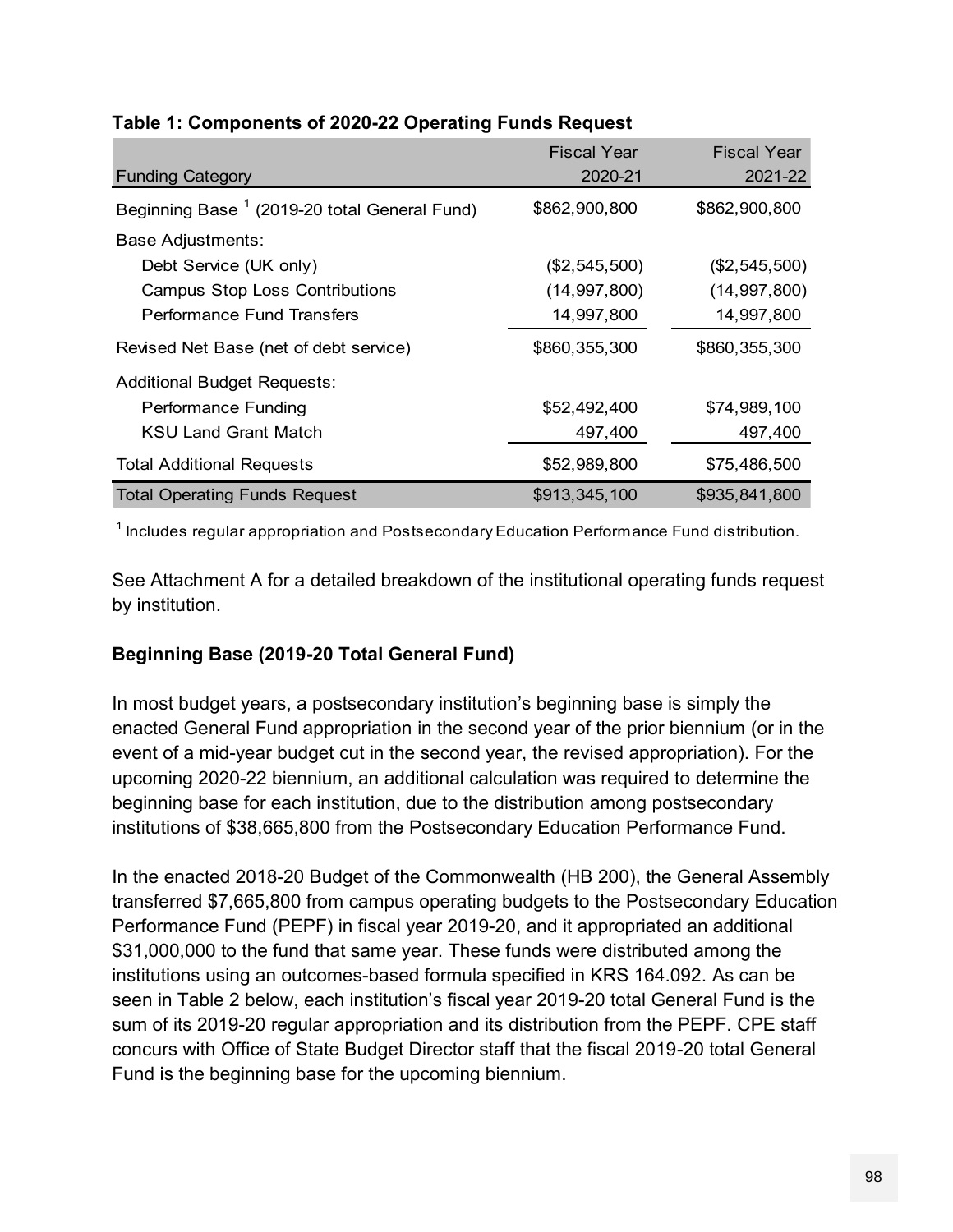**Table 1: Components of 2020-22 Operating Funds Request**

| Funding Category | Fiscal Year 2020-21 | Fiscal Year 2021-22 |
|---|---|---|
| Beginning Base [1] (2019-20 total General Fund) | $862,900,800 | $862,900,800 |
| Base Adjustments: | | |
| Debt Service (UK only) | ($2,545,500) | ($2,545,500) |
| Campus Stop Loss Contributions | (14,997,800) | (14,997,800) |
| Performance Fund Transfers | 14,997,800 | 14,997,800 |
| Revised Net Base (net of debt service) | $860,355,300 | $860,355,300 |
| Additional Budget Requests: | | |
| Performance Funding | $52,492,400 | $74,989,100 |
| KSU Land Grant Match | 497,400 | 497,400 |
| Total Additional Requests | $52,989,800 | $75,486,500 |
| Total Operating Funds Request | $913,345,100 | $935,841,800 |

[1] Includes regular appropriation and Postsecondary Education Performance Fund distribution.

See Attachment A for a detailed breakdown of the institutional operating funds request by institution.

**Beginning Base (2019-20 Total General Fund)**

In most budget years, a postsecondary institution's beginning base is simply the enacted General Fund appropriation in the second year of the prior biennium (or in the event of a mid-year budget cut in the second year, the revised appropriation). For the upcoming 2020-22 biennium, an additional calculation was required to determine the beginning base for each institution, due to the distribution among postsecondary institutions of $38,665,800 from the Postsecondary Education Performance Fund.

In the enacted 2018-20 Budget of the Commonwealth (HB 200), the General Assembly transferred $7,665,800 from campus operating budgets to the Postsecondary Education Performance Fund (PEPF) in fiscal year 2019-20, and it appropriated an additional $31,000,000 to the fund that same year. These funds were distributed among the institutions using an outcomes-based formula specified in KRS 164.092. As can be seen in Table 2 below, each institution's fiscal year 2019-20 total General Fund is the sum of its 2019-20 regular appropriation and its distribution from the PEPF. CPE staff concurs with Office of State Budget Director staff that the fiscal 2019-20 total General Fund is the beginning base for the upcoming biennium.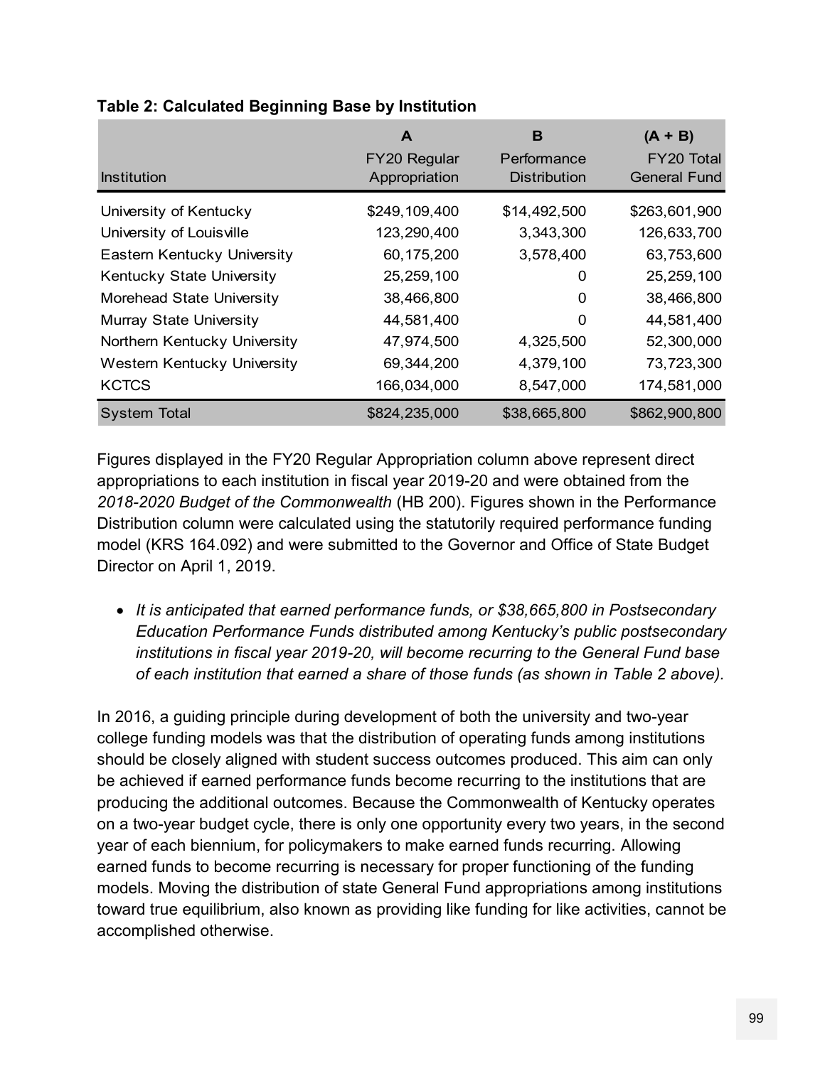**Table 2: Calculated Beginning Base by Institution**

| Institution | A<br>FY20 Regular Appropriation | B<br>Performance Distribution | (A + B)<br>FY20 Total General Fund |
|---|---|---|---|
| University of Kentucky | $249,109,400 | $14,492,500 | $263,601,900 |
| University of Louisville | 123,290,400 | 3,343,300 | 126,633,700 |
| Eastern Kentucky University | 60,175,200 | 3,578,400 | 63,753,600 |
| Kentucky State University | 25,259,100 | 0 | 25,259,100 |
| Morehead State University | 38,466,800 | 0 | 38,466,800 |
| Murray State University | 44,581,400 | 0 | 44,581,400 |
| Northern Kentucky University | 47,974,500 | 4,325,500 | 52,300,000 |
| Western Kentucky University | 69,344,200 | 4,379,100 | 73,723,300 |
| KCTCS | 166,034,000 | 8,547,000 | 174,581,000 |
| System Total | $824,235,000 | $38,665,800 | $862,900,800 |

Figures displayed in the FY20 Regular Appropriation column above represent direct appropriations to each institution in fiscal year 2019-20 and were obtained from the *2018-2020 Budget of the Commonwealth* (HB 200). Figures shown in the Performance Distribution column were calculated using the statutorily required performance funding model (KRS 164.092) and were submitted to the Governor and Office of State Budget Director on April 1, 2019.

- *It is anticipated that earned performance funds, or $38,665,800 in Postsecondary Education Performance Funds distributed among Kentucky's public postsecondary institutions in fiscal year 2019-20, will become recurring to the General Fund base of each institution that earned a share of those funds (as shown in Table 2 above).*

In 2016, a guiding principle during development of both the university and two-year college funding models was that the distribution of operating funds among institutions should be closely aligned with student success outcomes produced. This aim can only be achieved if earned performance funds become recurring to the institutions that are producing the additional outcomes. Because the Commonwealth of Kentucky operates on a two-year budget cycle, there is only one opportunity every two years, in the second year of each biennium, for policymakers to make earned funds recurring. Allowing earned funds to become recurring is necessary for proper functioning of the funding models. Moving the distribution of state General Fund appropriations among institutions toward true equilibrium, also known as providing like funding for like activities, cannot be accomplished otherwise.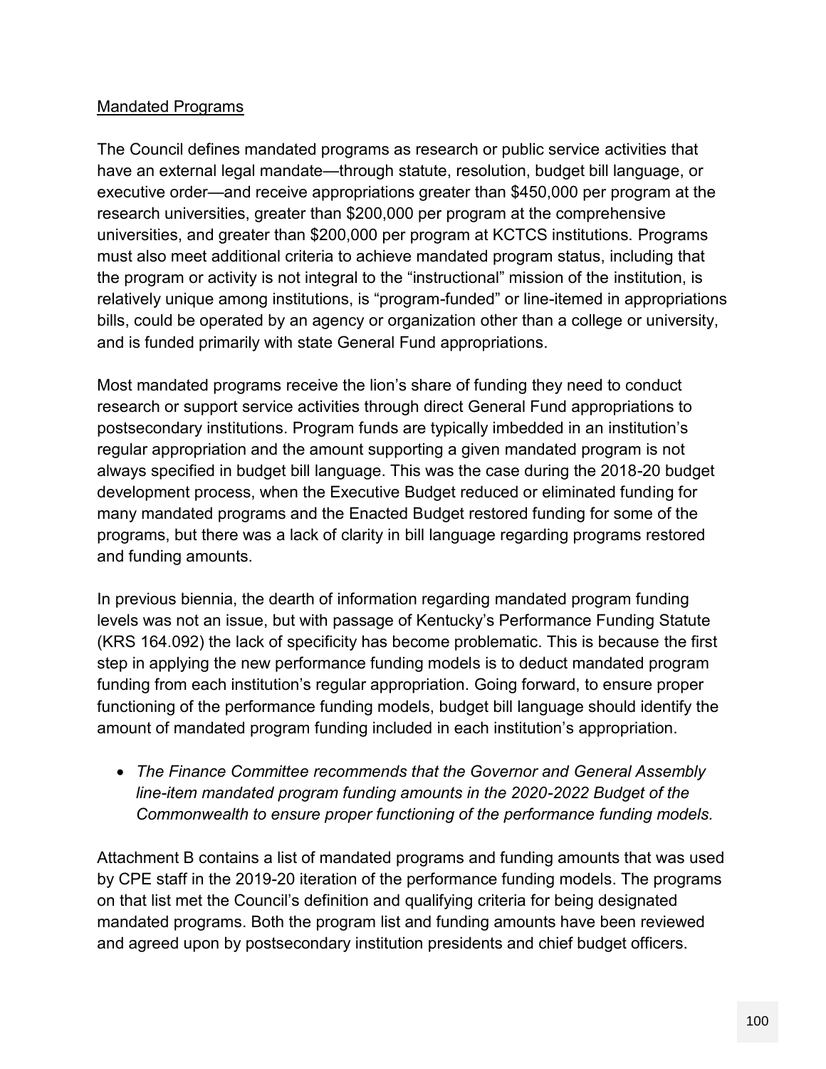Mandated Programs

The Council defines mandated programs as research or public service activities that have an external legal mandate—through statute, resolution, budget bill language, or executive order—and receive appropriations greater than $450,000 per program at the research universities, greater than $200,000 per program at the comprehensive universities, and greater than $200,000 per program at KCTCS institutions. Programs must also meet additional criteria to achieve mandated program status, including that the program or activity is not integral to the "instructional" mission of the institution, is relatively unique among institutions, is "program-funded" or line-itemed in appropriations bills, could be operated by an agency or organization other than a college or university, and is funded primarily with state General Fund appropriations.

Most mandated programs receive the lion's share of funding they need to conduct research or support service activities through direct General Fund appropriations to postsecondary institutions. Program funds are typically imbedded in an institution's regular appropriation and the amount supporting a given mandated program is not always specified in budget bill language. This was the case during the 2018-20 budget development process, when the Executive Budget reduced or eliminated funding for many mandated programs and the Enacted Budget restored funding for some of the programs, but there was a lack of clarity in bill language regarding programs restored and funding amounts.

In previous biennia, the dearth of information regarding mandated program funding levels was not an issue, but with passage of Kentucky's Performance Funding Statute (KRS 164.092) the lack of specificity has become problematic. This is because the first step in applying the new performance funding models is to deduct mandated program funding from each institution's regular appropriation. Going forward, to ensure proper functioning of the performance funding models, budget bill language should identify the amount of mandated program funding included in each institution's appropriation.

- *The Finance Committee recommends that the Governor and General Assembly line-item mandated program funding amounts in the 2020-2022 Budget of the Commonwealth to ensure proper functioning of the performance funding models.*

Attachment B contains a list of mandated programs and funding amounts that was used by CPE staff in the 2019-20 iteration of the performance funding models. The programs on that list met the Council's definition and qualifying criteria for being designated mandated programs. Both the program list and funding amounts have been reviewed and agreed upon by postsecondary institution presidents and chief budget officers.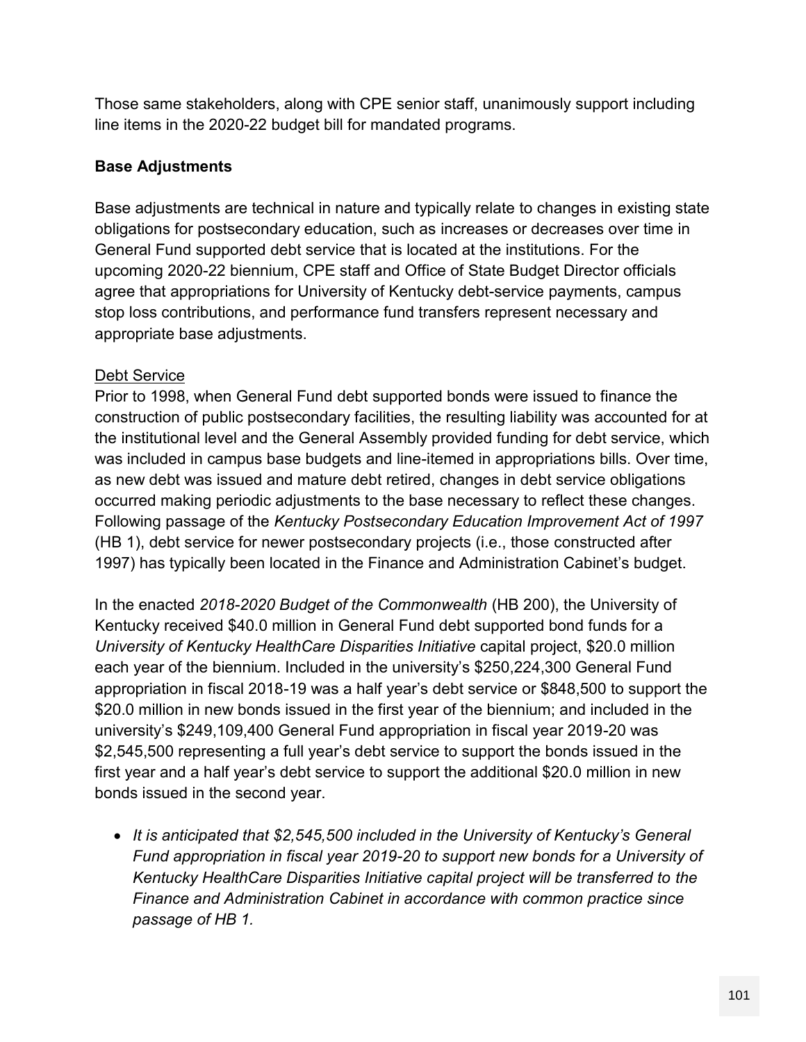Those same stakeholders, along with CPE senior staff, unanimously support including line items in the 2020-22 budget bill for mandated programs.

**Base Adjustments**

Base adjustments are technical in nature and typically relate to changes in existing state obligations for postsecondary education, such as increases or decreases over time in General Fund supported debt service that is located at the institutions. For the upcoming 2020-22 biennium, CPE staff and Office of State Budget Director officials agree that appropriations for University of Kentucky debt-service payments, campus stop loss contributions, and performance fund transfers represent necessary and appropriate base adjustments.

<u>Debt Service</u>

Prior to 1998, when General Fund debt supported bonds were issued to finance the construction of public postsecondary facilities, the resulting liability was accounted for at the institutional level and the General Assembly provided funding for debt service, which was included in campus base budgets and line-itemed in appropriations bills. Over time, as new debt was issued and mature debt retired, changes in debt service obligations occurred making periodic adjustments to the base necessary to reflect these changes. Following passage of the *Kentucky Postsecondary Education Improvement Act of 1997* (HB 1), debt service for newer postsecondary projects (i.e., those constructed after 1997) has typically been located in the Finance and Administration Cabinet's budget.

In the enacted *2018-2020 Budget of the Commonwealth* (HB 200), the University of Kentucky received $40.0 million in General Fund debt supported bond funds for a *University of Kentucky HealthCare Disparities Initiative* capital project, $20.0 million each year of the biennium. Included in the university's $250,224,300 General Fund appropriation in fiscal 2018-19 was a half year's debt service or $848,500 to support the $20.0 million in new bonds issued in the first year of the biennium; and included in the university's $249,109,400 General Fund appropriation in fiscal year 2019-20 was $2,545,500 representing a full year's debt service to support the bonds issued in the first year and a half year's debt service to support the additional $20.0 million in new bonds issued in the second year.

- *It is anticipated that $2,545,500 included in the University of Kentucky's General Fund appropriation in fiscal year 2019-20 to support new bonds for a University of Kentucky HealthCare Disparities Initiative capital project will be transferred to the Finance and Administration Cabinet in accordance with common practice since passage of HB 1.*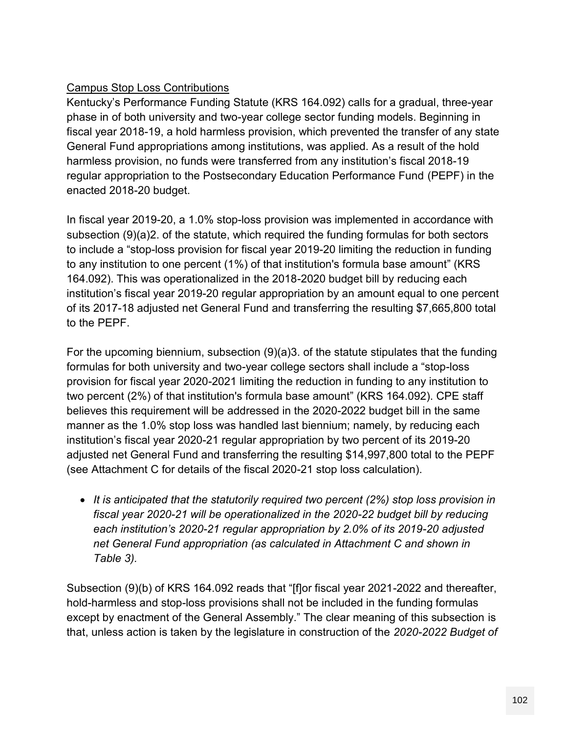Campus Stop Loss Contributions

Kentucky's Performance Funding Statute (KRS 164.092) calls for a gradual, three-year phase in of both university and two-year college sector funding models. Beginning in fiscal year 2018-19, a hold harmless provision, which prevented the transfer of any state General Fund appropriations among institutions, was applied. As a result of the hold harmless provision, no funds were transferred from any institution's fiscal 2018-19 regular appropriation to the Postsecondary Education Performance Fund (PEPF) in the enacted 2018-20 budget.

In fiscal year 2019-20, a 1.0% stop-loss provision was implemented in accordance with subsection (9)(a)2. of the statute, which required the funding formulas for both sectors to include a "stop-loss provision for fiscal year 2019-20 limiting the reduction in funding to any institution to one percent (1%) of that institution's formula base amount" (KRS 164.092). This was operationalized in the 2018-2020 budget bill by reducing each institution's fiscal year 2019-20 regular appropriation by an amount equal to one percent of its 2017-18 adjusted net General Fund and transferring the resulting $7,665,800 total to the PEPF.

For the upcoming biennium, subsection (9)(a)3. of the statute stipulates that the funding formulas for both university and two-year college sectors shall include a "stop-loss provision for fiscal year 2020-2021 limiting the reduction in funding to any institution to two percent (2%) of that institution's formula base amount" (KRS 164.092). CPE staff believes this requirement will be addressed in the 2020-2022 budget bill in the same manner as the 1.0% stop loss was handled last biennium; namely, by reducing each institution's fiscal year 2020-21 regular appropriation by two percent of its 2019-20 adjusted net General Fund and transferring the resulting $14,997,800 total to the PEPF (see Attachment C for details of the fiscal 2020-21 stop loss calculation).

- *It is anticipated that the statutorily required two percent (2%) stop loss provision in fiscal year 2020-21 will be operationalized in the 2020-22 budget bill by reducing each institution's 2020-21 regular appropriation by 2.0% of its 2019-20 adjusted net General Fund appropriation (as calculated in Attachment C and shown in Table 3).*

Subsection (9)(b) of KRS 164.092 reads that "[f]or fiscal year 2021-2022 and thereafter, hold-harmless and stop-loss provisions shall not be included in the funding formulas except by enactment of the General Assembly." The clear meaning of this subsection is that, unless action is taken by the legislature in construction of the *2020-2022 Budget of*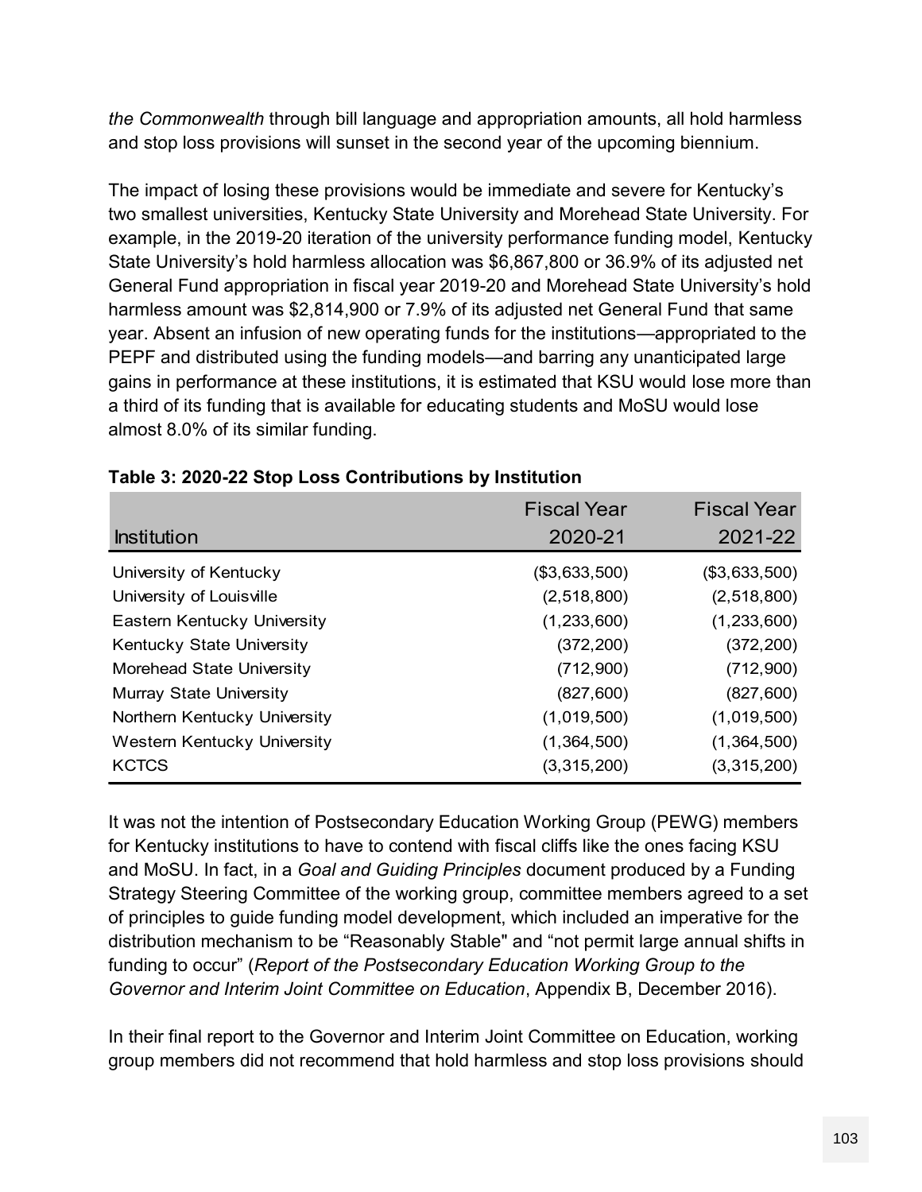*the Commonwealth* through bill language and appropriation amounts, all hold harmless and stop loss provisions will sunset in the second year of the upcoming biennium.

The impact of losing these provisions would be immediate and severe for Kentucky's two smallest universities, Kentucky State University and Morehead State University. For example, in the 2019-20 iteration of the university performance funding model, Kentucky State University's hold harmless allocation was $6,867,800 or 36.9% of its adjusted net General Fund appropriation in fiscal year 2019-20 and Morehead State University's hold harmless amount was $2,814,900 or 7.9% of its adjusted net General Fund that same year. Absent an infusion of new operating funds for the institutions—appropriated to the PEPF and distributed using the funding models—and barring any unanticipated large gains in performance at these institutions, it is estimated that KSU would lose more than a third of its funding that is available for educating students and MoSU would lose almost 8.0% of its similar funding.

**Table 3: 2020-22 Stop Loss Contributions by Institution**

| Institution | Fiscal Year 2020-21 | Fiscal Year 2021-22 |
|---|---:|---:|
| University of Kentucky | ($3,633,500) | ($3,633,500) |
| University of Louisville | (2,518,800) | (2,518,800) |
| Eastern Kentucky University | (1,233,600) | (1,233,600) |
| Kentucky State University | (372,200) | (372,200) |
| Morehead State University | (712,900) | (712,900) |
| Murray State University | (827,600) | (827,600) |
| Northern Kentucky University | (1,019,500) | (1,019,500) |
| Western Kentucky University | (1,364,500) | (1,364,500) |
| KCTCS | (3,315,200) | (3,315,200) |

It was not the intention of Postsecondary Education Working Group (PEWG) members for Kentucky institutions to have to contend with fiscal cliffs like the ones facing KSU and MoSU. In fact, in a *Goal and Guiding Principles* document produced by a Funding Strategy Steering Committee of the working group, committee members agreed to a set of principles to guide funding model development, which included an imperative for the distribution mechanism to be "Reasonably Stable" and "not permit large annual shifts in funding to occur" (*Report of the Postsecondary Education Working Group to the Governor and Interim Joint Committee on Education*, Appendix B, December 2016).

In their final report to the Governor and Interim Joint Committee on Education, working group members did not recommend that hold harmless and stop loss provisions should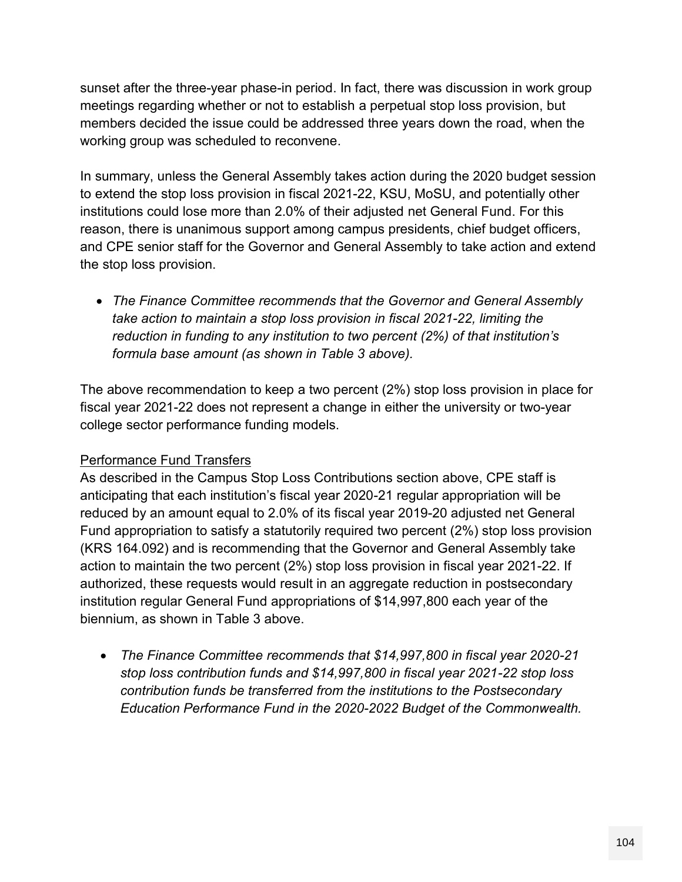sunset after the three-year phase-in period. In fact, there was discussion in work group meetings regarding whether or not to establish a perpetual stop loss provision, but members decided the issue could be addressed three years down the road, when the working group was scheduled to reconvene.

In summary, unless the General Assembly takes action during the 2020 budget session to extend the stop loss provision in fiscal 2021-22, KSU, MoSU, and potentially other institutions could lose more than 2.0% of their adjusted net General Fund. For this reason, there is unanimous support among campus presidents, chief budget officers, and CPE senior staff for the Governor and General Assembly to take action and extend the stop loss provision.

- *The Finance Committee recommends that the Governor and General Assembly take action to maintain a stop loss provision in fiscal 2021-22, limiting the reduction in funding to any institution to two percent (2%) of that institution's formula base amount (as shown in Table 3 above).*

The above recommendation to keep a two percent (2%) stop loss provision in place for fiscal year 2021-22 does not represent a change in either the university or two-year college sector performance funding models.

<u>Performance Fund Transfers</u>

As described in the Campus Stop Loss Contributions section above, CPE staff is anticipating that each institution's fiscal year 2020-21 regular appropriation will be reduced by an amount equal to 2.0% of its fiscal year 2019-20 adjusted net General Fund appropriation to satisfy a statutorily required two percent (2%) stop loss provision (KRS 164.092) and is recommending that the Governor and General Assembly take action to maintain the two percent (2%) stop loss provision in fiscal year 2021-22. If authorized, these requests would result in an aggregate reduction in postsecondary institution regular General Fund appropriations of $14,997,800 each year of the biennium, as shown in Table 3 above.

- *The Finance Committee recommends that $14,997,800 in fiscal year 2020-21 stop loss contribution funds and $14,997,800 in fiscal year 2021-22 stop loss contribution funds be transferred from the institutions to the Postsecondary Education Performance Fund in the 2020-2022 Budget of the Commonwealth.*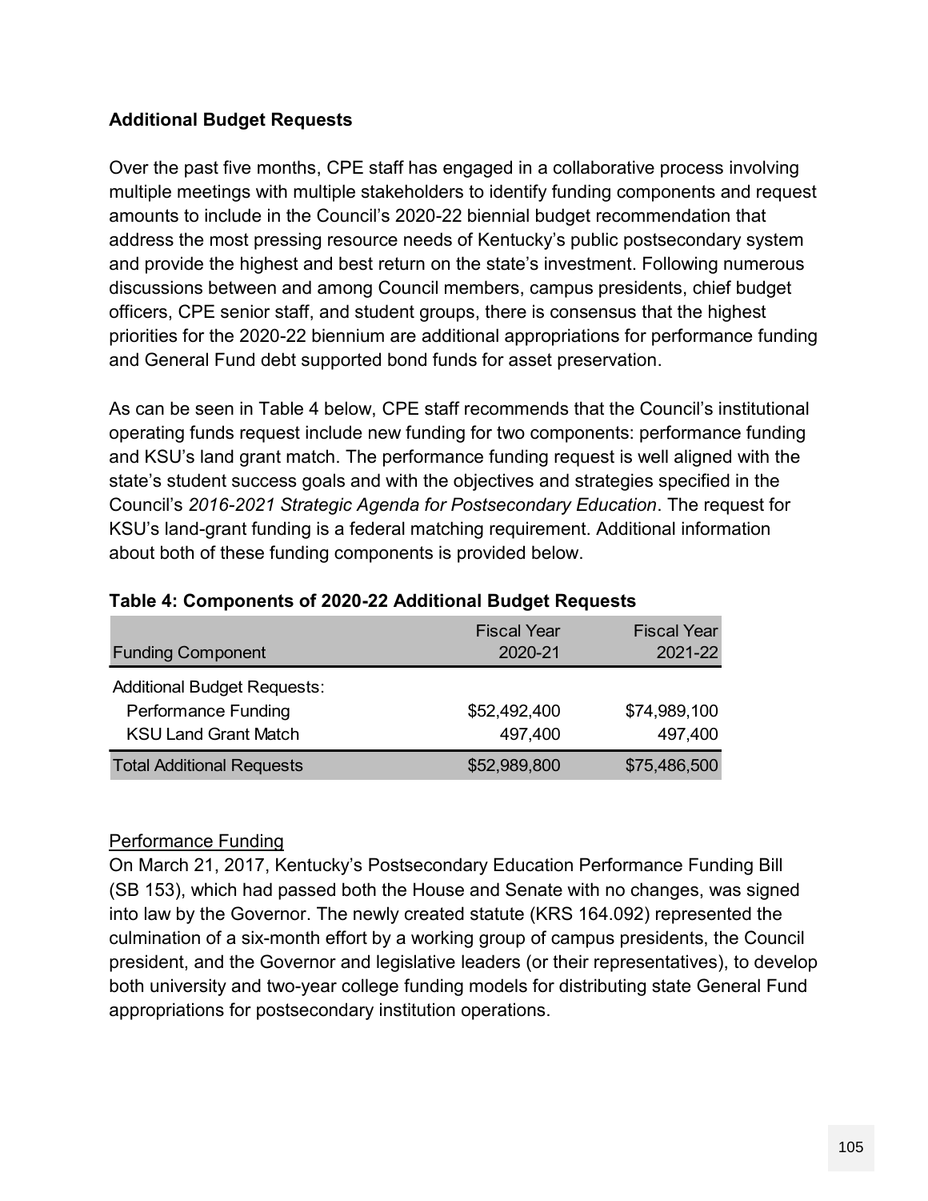**Additional Budget Requests**

Over the past five months, CPE staff has engaged in a collaborative process involving multiple meetings with multiple stakeholders to identify funding components and request amounts to include in the Council's 2020-22 biennial budget recommendation that address the most pressing resource needs of Kentucky's public postsecondary system and provide the highest and best return on the state's investment. Following numerous discussions between and among Council members, campus presidents, chief budget officers, CPE senior staff, and student groups, there is consensus that the highest priorities for the 2020-22 biennium are additional appropriations for performance funding and General Fund debt supported bond funds for asset preservation.

As can be seen in Table 4 below, CPE staff recommends that the Council's institutional operating funds request include new funding for two components: performance funding and KSU's land grant match. The performance funding request is well aligned with the state's student success goals and with the objectives and strategies specified in the Council's *2016-2021 Strategic Agenda for Postsecondary Education*. The request for KSU's land-grant funding is a federal matching requirement. Additional information about both of these funding components is provided below.

**Table 4: Components of 2020-22 Additional Budget Requests**

| Funding Component | Fiscal Year 2020-21 | Fiscal Year 2021-22 |
|---|---|---|
| Additional Budget Requests: | | |
| Performance Funding | $52,492,400 | $74,989,100 |
| KSU Land Grant Match | 497,400 | 497,400 |
| Total Additional Requests | $52,989,800 | $75,486,500 |

Performance Funding

On March 21, 2017, Kentucky's Postsecondary Education Performance Funding Bill (SB 153), which had passed both the House and Senate with no changes, was signed into law by the Governor. The newly created statute (KRS 164.092) represented the culmination of a six-month effort by a working group of campus presidents, the Council president, and the Governor and legislative leaders (or their representatives), to develop both university and two-year college funding models for distributing state General Fund appropriations for postsecondary institution operations.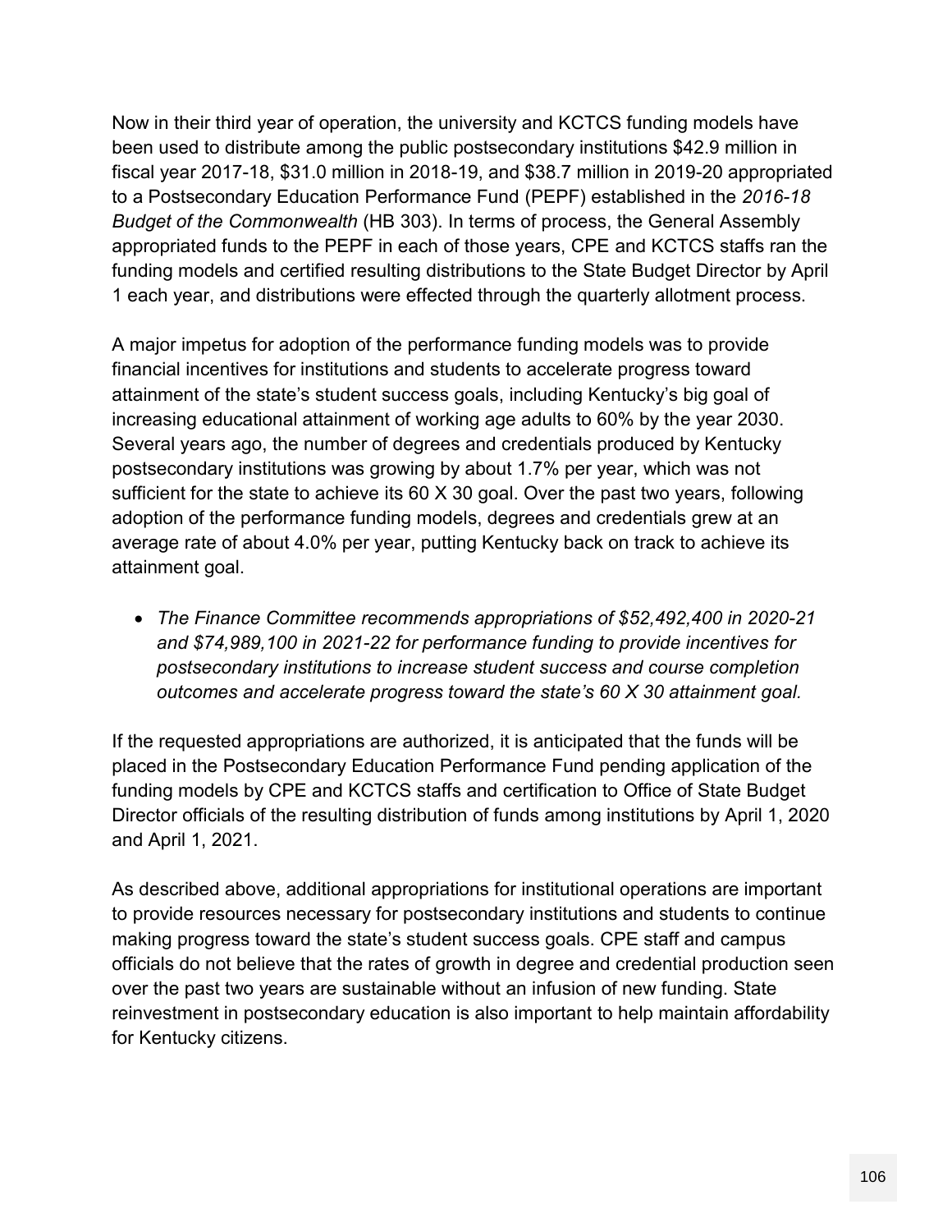Now in their third year of operation, the university and KCTCS funding models have been used to distribute among the public postsecondary institutions $42.9 million in fiscal year 2017-18, $31.0 million in 2018-19, and $38.7 million in 2019-20 appropriated to a Postsecondary Education Performance Fund (PEPF) established in the *2016-18 Budget of the Commonwealth* (HB 303). In terms of process, the General Assembly appropriated funds to the PEPF in each of those years, CPE and KCTCS staffs ran the funding models and certified resulting distributions to the State Budget Director by April 1 each year, and distributions were effected through the quarterly allotment process.

A major impetus for adoption of the performance funding models was to provide financial incentives for institutions and students to accelerate progress toward attainment of the state's student success goals, including Kentucky's big goal of increasing educational attainment of working age adults to 60% by the year 2030. Several years ago, the number of degrees and credentials produced by Kentucky postsecondary institutions was growing by about 1.7% per year, which was not sufficient for the state to achieve its 60 X 30 goal. Over the past two years, following adoption of the performance funding models, degrees and credentials grew at an average rate of about 4.0% per year, putting Kentucky back on track to achieve its attainment goal.

- *The Finance Committee recommends appropriations of $52,492,400 in 2020-21 and $74,989,100 in 2021-22 for performance funding to provide incentives for postsecondary institutions to increase student success and course completion outcomes and accelerate progress toward the state's 60 X 30 attainment goal.*

If the requested appropriations are authorized, it is anticipated that the funds will be placed in the Postsecondary Education Performance Fund pending application of the funding models by CPE and KCTCS staffs and certification to Office of State Budget Director officials of the resulting distribution of funds among institutions by April 1, 2020 and April 1, 2021.

As described above, additional appropriations for institutional operations are important to provide resources necessary for postsecondary institutions and students to continue making progress toward the state's student success goals. CPE staff and campus officials do not believe that the rates of growth in degree and credential production seen over the past two years are sustainable without an infusion of new funding. State reinvestment in postsecondary education is also important to help maintain affordability for Kentucky citizens.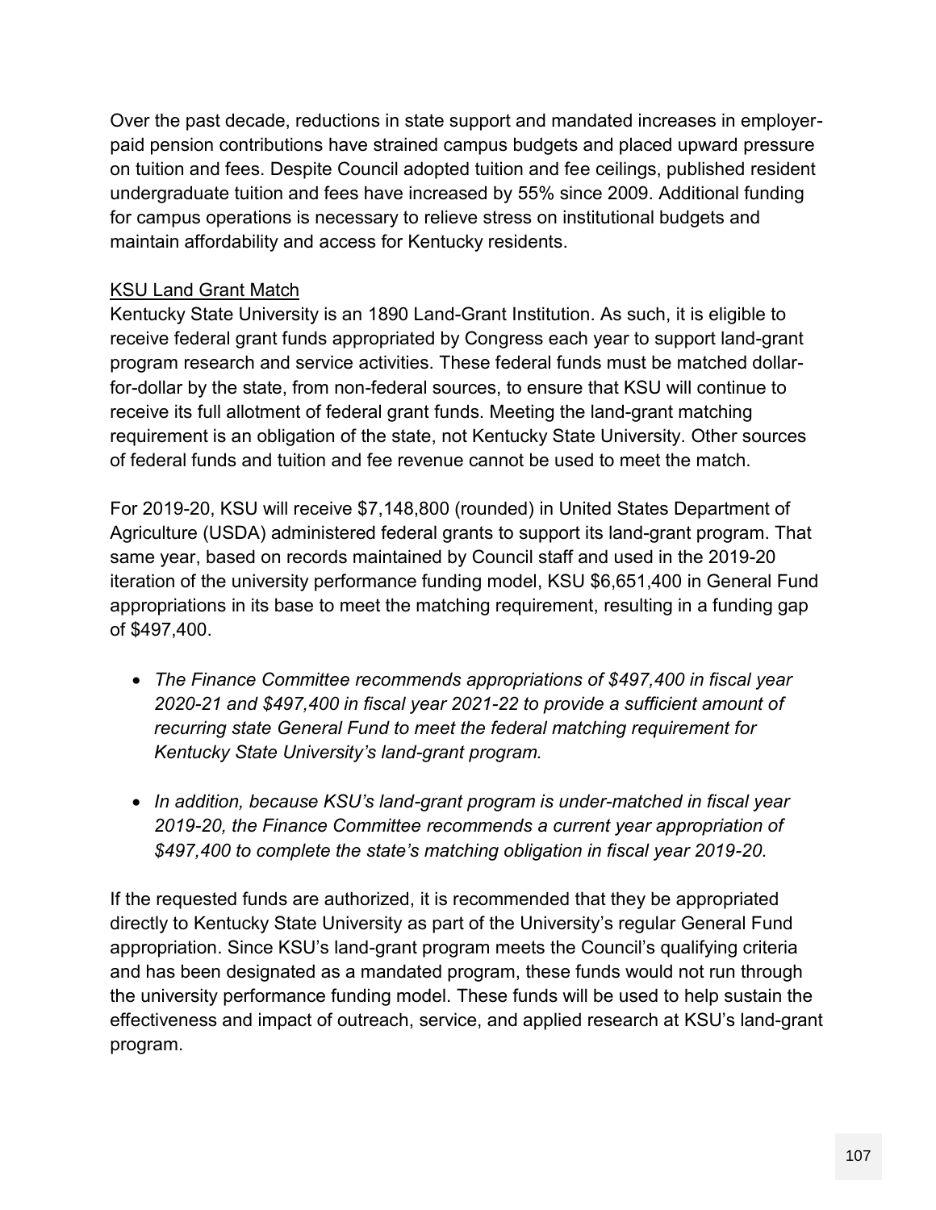Over the past decade, reductions in state support and mandated increases in employer-paid pension contributions have strained campus budgets and placed upward pressure on tuition and fees. Despite Council adopted tuition and fee ceilings, published resident undergraduate tuition and fees have increased by 55% since 2009. Additional funding for campus operations is necessary to relieve stress on institutional budgets and maintain affordability and access for Kentucky residents.

KSU Land Grant Match

Kentucky State University is an 1890 Land-Grant Institution. As such, it is eligible to receive federal grant funds appropriated by Congress each year to support land-grant program research and service activities. These federal funds must be matched dollar-for-dollar by the state, from non-federal sources, to ensure that KSU will continue to receive its full allotment of federal grant funds. Meeting the land-grant matching requirement is an obligation of the state, not Kentucky State University. Other sources of federal funds and tuition and fee revenue cannot be used to meet the match.

For 2019-20, KSU will receive $7,148,800 (rounded) in United States Department of Agriculture (USDA) administered federal grants to support its land-grant program. That same year, based on records maintained by Council staff and used in the 2019-20 iteration of the university performance funding model, KSU $6,651,400 in General Fund appropriations in its base to meet the matching requirement, resulting in a funding gap of $497,400.

- *The Finance Committee recommends appropriations of $497,400 in fiscal year 2020-21 and $497,400 in fiscal year 2021-22 to provide a sufficient amount of recurring state General Fund to meet the federal matching requirement for Kentucky State University's land-grant program.*

- *In addition, because KSU's land-grant program is under-matched in fiscal year 2019-20, the Finance Committee recommends a current year appropriation of $497,400 to complete the state's matching obligation in fiscal year 2019-20.*

If the requested funds are authorized, it is recommended that they be appropriated directly to Kentucky State University as part of the University's regular General Fund appropriation. Since KSU's land-grant program meets the Council's qualifying criteria and has been designated as a mandated program, these funds would not run through the university performance funding model. These funds will be used to help sustain the effectiveness and impact of outreach, service, and applied research at KSU's land-grant program.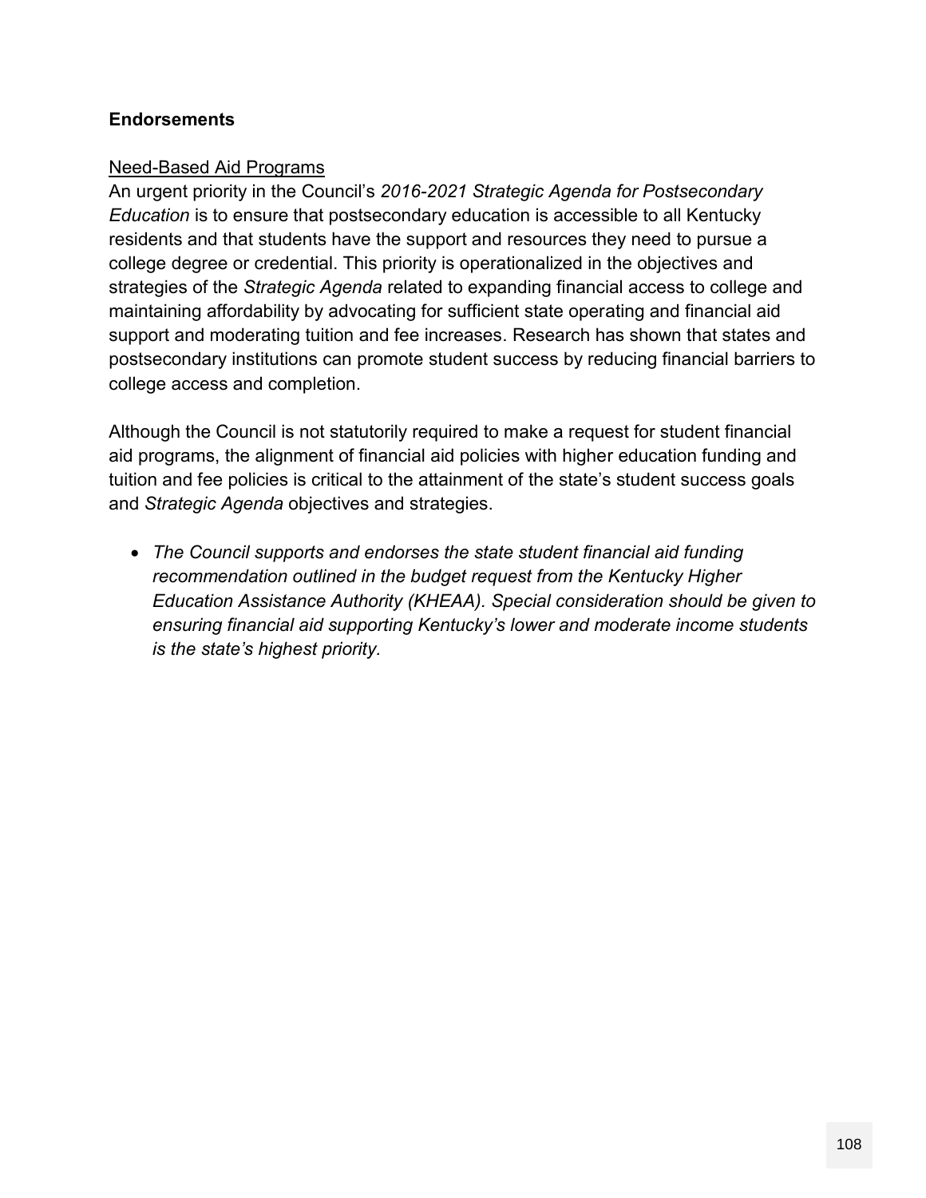**Endorsements**

Need-Based Aid Programs

An urgent priority in the Council's *2016-2021 Strategic Agenda for Postsecondary Education* is to ensure that postsecondary education is accessible to all Kentucky residents and that students have the support and resources they need to pursue a college degree or credential. This priority is operationalized in the objectives and strategies of the *Strategic Agenda* related to expanding financial access to college and maintaining affordability by advocating for sufficient state operating and financial aid support and moderating tuition and fee increases. Research has shown that states and postsecondary institutions can promote student success by reducing financial barriers to college access and completion.

Although the Council is not statutorily required to make a request for student financial aid programs, the alignment of financial aid policies with higher education funding and tuition and fee policies is critical to the attainment of the state's student success goals and *Strategic Agenda* objectives and strategies.

- *The Council supports and endorses the state student financial aid funding recommendation outlined in the budget request from the Kentucky Higher Education Assistance Authority (KHEAA). Special consideration should be given to ensuring financial aid supporting Kentucky's lower and moderate income students is the state's highest priority.*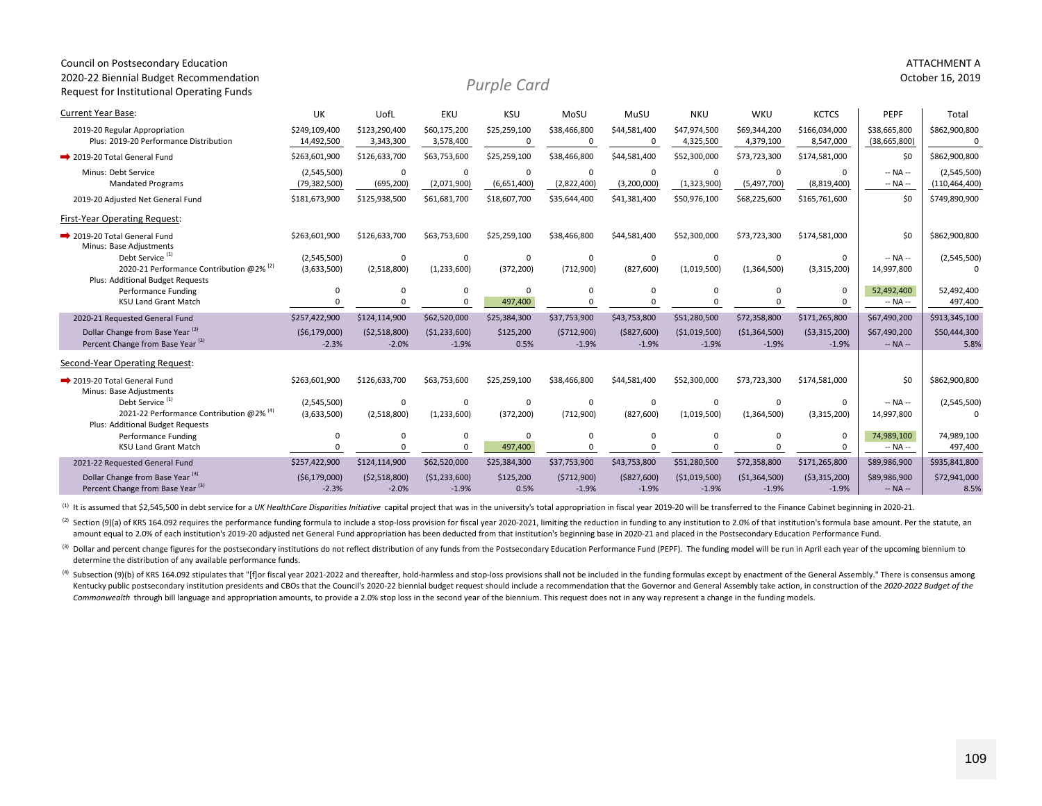Council on Postsecondary Education
2020-22 Biennial Budget Recommendation
Request for Institutional Operating Funds

*Purple Card*

ATTACHMENT A
October 16, 2019

| | UK | UofL | EKU | KSU | MoSU | MuSU | NKU | WKU | KCTCS | PEPF | Total |
|---|---|---|---|---|---|---|---|---|---|---|---|
| **Current Year Base:** | | | | | | | | | | | |
| 2019-20 Regular Appropriation | $249,109,400 | $123,290,400 | $60,175,200 | $25,259,100 | $38,466,800 | $44,581,400 | $47,974,500 | $69,344,200 | $166,034,000 | $38,665,800 | $862,900,800 |
| Plus: 2019-20 Performance Distribution | 14,492,500 | 3,343,300 | 3,578,400 | 0 | 0 | 0 | 4,325,500 | 4,379,100 | 8,547,000 | (38,665,800) | 0 |
| ➡ 2019-20 Total General Fund | $263,601,900 | $126,633,700 | $63,753,600 | $25,259,100 | $38,466,800 | $44,581,400 | $52,300,000 | $73,723,300 | $174,581,000 | $0 | $862,900,800 |
| Minus: Debt Service | (2,545,500) | 0 | 0 | 0 | 0 | 0 | 0 | 0 | 0 | -- NA -- | (2,545,500) |
| Mandated Programs | (79,382,500) | (695,200) | (2,071,900) | (6,651,400) | (2,822,400) | (3,200,000) | (1,323,900) | (5,497,700) | (8,819,400) | -- NA -- | (110,464,400) |
| 2019-20 Adjusted Net General Fund | $181,673,900 | $125,938,500 | $61,681,700 | $18,607,700 | $35,644,400 | $41,381,400 | $50,976,100 | $68,225,600 | $165,761,600 | $0 | $749,890,900 |
| **First-Year Operating Request:** | | | | | | | | | | | |
| ➡ 2019-20 Total General Fund | $263,601,900 | $126,633,700 | $63,753,600 | $25,259,100 | $38,466,800 | $44,581,400 | $52,300,000 | $73,723,300 | $174,581,000 | $0 | $862,900,800 |
| Minus: Base Adjustments | | | | | | | | | | | |
| Debt Service [1] | (2,545,500) | 0 | 0 | 0 | 0 | 0 | 0 | 0 | 0 | -- NA -- | (2,545,500) |
| 2020-21 Performance Contribution @2% [2] | (3,633,500) | (2,518,800) | (1,233,600) | (372,200) | (712,900) | (827,600) | (1,019,500) | (1,364,500) | (3,315,200) | 14,997,800 | 0 |
| Plus: Additional Budget Requests | | | | | | | | | | | |
| Performance Funding | 0 | 0 | 0 | 0 | 0 | 0 | 0 | 0 | 0 | 52,492,400 | 52,492,400 |
| KSU Land Grant Match | 0 | 0 | 0 | 497,400 | 0 | 0 | 0 | 0 | 0 | -- NA -- | 497,400 |
| 2020-21 Requested General Fund | $257,422,900 | $124,114,900 | $62,520,000 | $25,384,300 | $37,753,900 | $43,753,800 | $51,280,500 | $72,358,800 | $171,265,800 | $67,490,200 | $913,345,100 |
| Dollar Change from Base Year [3] | ($6,179,000) | ($2,518,800) | ($1,233,600) | $125,200 | ($712,900) | ($827,600) | ($1,019,500) | ($1,364,500) | ($3,315,200) | $67,490,200 | $50,444,300 |
| Percent Change from Base Year [3] | -2.3% | -2.0% | -1.9% | 0.5% | -1.9% | -1.9% | -1.9% | -1.9% | -1.9% | -- NA -- | 5.8% |
| **Second-Year Operating Request:** | | | | | | | | | | | |
| ➡ 2019-20 Total General Fund | $263,601,900 | $126,633,700 | $63,753,600 | $25,259,100 | $38,466,800 | $44,581,400 | $52,300,000 | $73,723,300 | $174,581,000 | $0 | $862,900,800 |
| Minus: Base Adjustments | | | | | | | | | | | |
| Debt Service [1] | (2,545,500) | 0 | 0 | 0 | 0 | 0 | 0 | 0 | 0 | -- NA -- | (2,545,500) |
| 2021-22 Performance Contribution @2% [4] | (3,633,500) | (2,518,800) | (1,233,600) | (372,200) | (712,900) | (827,600) | (1,019,500) | (1,364,500) | (3,315,200) | 14,997,800 | 0 |
| Plus: Additional Budget Requests | | | | | | | | | | | |
| Performance Funding | 0 | 0 | 0 | 0 | 0 | 0 | 0 | 0 | 0 | 74,989,100 | 74,989,100 |
| KSU Land Grant Match | 0 | 0 | 0 | 497,400 | 0 | 0 | 0 | 0 | 0 | -- NA -- | 497,400 |
| 2021-22 Requested General Fund | $257,422,900 | $124,114,900 | $62,520,000 | $25,384,300 | $37,753,900 | $43,753,800 | $51,280,500 | $72,358,800 | $171,265,800 | $89,986,900 | $935,841,800 |
| Dollar Change from Base Year [3] | ($6,179,000) | ($2,518,800) | ($1,233,600) | $125,200 | ($712,900) | ($827,600) | ($1,019,500) | ($1,364,500) | ($3,315,200) | $89,986,900 | $72,941,000 |
| Percent Change from Base Year [3] | -2.3% | -2.0% | -1.9% | 0.5% | -1.9% | -1.9% | -1.9% | -1.9% | -1.9% | -- NA -- | 8.5% |

[1] It is assumed that $2,545,500 in debt service for a *UK HealthCare Disparities Initiative* capital project that was in the university's total appropriation in fiscal year 2019-20 will be transferred to the Finance Cabinet beginning in 2020-21.

[2] Section (9)(a) of KRS 164.092 requires the performance funding formula to include a stop-loss provision for fiscal year 2020-2021, limiting the reduction in funding to any institution to 2.0% of that institution's formula base amount. Per the statute, an amount equal to 2.0% of each institution's 2019-20 adjusted net General Fund appropriation has been deducted from that institution's beginning base in 2020-21 and placed in the Postsecondary Education Performance Fund.

[3] Dollar and percent change figures for the postsecondary institutions do not reflect distribution of any funds from the Postsecondary Education Performance Fund (PEPF). The funding model will be run in April each year of the upcoming biennium to determine the distribution of any available performance funds.

[4] Subsection (9)(b) of KRS 164.092 stipulates that "[f]or fiscal year 2021-2022 and thereafter, hold-harmless and stop-loss provisions shall not be included in the funding formulas except by enactment of the General Assembly." There is consensus among Kentucky public postsecondary institution presidents and CBOs that the Council's 2020-22 biennial budget request should include a recommendation that the Governor and General Assembly take action, in construction of the *2020-2022 Budget of the Commonwealth* through bill language and appropriation amounts, to provide a 2.0% stop loss in the second year of the biennium. This request does not in any way represent a change in the funding models.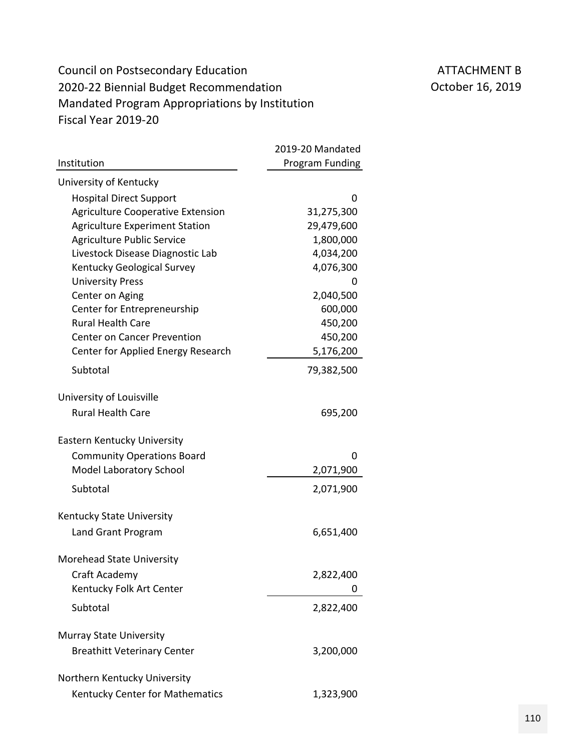Council on Postsecondary Education
2020-22 Biennial Budget Recommendation
Mandated Program Appropriations by Institution
Fiscal Year 2019-20

ATTACHMENT B
October 16, 2019

| Institution | 2019-20 Mandated Program Funding |
|---|---|
| University of Kentucky | |
| Hospital Direct Support | 0 |
| Agriculture Cooperative Extension | 31,275,300 |
| Agriculture Experiment Station | 29,479,600 |
| Agriculture Public Service | 1,800,000 |
| Livestock Disease Diagnostic Lab | 4,034,200 |
| Kentucky Geological Survey | 4,076,300 |
| University Press | 0 |
| Center on Aging | 2,040,500 |
| Center for Entrepreneurship | 600,000 |
| Rural Health Care | 450,200 |
| Center on Cancer Prevention | 450,200 |
| Center for Applied Energy Research | 5,176,200 |
| Subtotal | 79,382,500 |
| University of Louisville | |
| Rural Health Care | 695,200 |
| Eastern Kentucky University | |
| Community Operations Board | 0 |
| Model Laboratory School | 2,071,900 |
| Subtotal | 2,071,900 |
| Kentucky State University | |
| Land Grant Program | 6,651,400 |
| Morehead State University | |
| Craft Academy | 2,822,400 |
| Kentucky Folk Art Center | 0 |
| Subtotal | 2,822,400 |
| Murray State University | |
| Breathitt Veterinary Center | 3,200,000 |
| Northern Kentucky University | |
| Kentucky Center for Mathematics | 1,323,900 |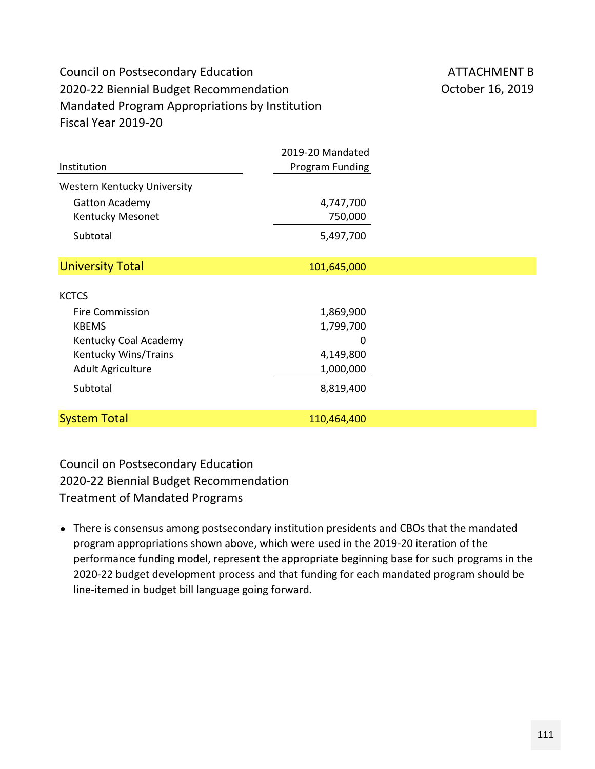Council on Postsecondary Education
2020-22 Biennial Budget Recommendation
Mandated Program Appropriations by Institution
Fiscal Year 2019-20

ATTACHMENT B
October 16, 2019

| Institution | 2019-20 Mandated Program Funding |
|---|---|
| Western Kentucky University | |
| Gatton Academy | 4,747,700 |
| Kentucky Mesonet | 750,000 |
| Subtotal | 5,497,700 |
| University Total | 101,645,000 |
| KCTCS | |
| Fire Commission | 1,869,900 |
| KBEMS | 1,799,700 |
| Kentucky Coal Academy | 0 |
| Kentucky Wins/Trains | 4,149,800 |
| Adult Agriculture | 1,000,000 |
| Subtotal | 8,819,400 |
| System Total | 110,464,400 |

Council on Postsecondary Education
2020-22 Biennial Budget Recommendation
Treatment of Mandated Programs

- There is consensus among postsecondary institution presidents and CBOs that the mandated program appropriations shown above, which were used in the 2019-20 iteration of the performance funding model, represent the appropriate beginning base for such programs in the 2020-22 budget development process and that funding for each mandated program should be line-itemed in budget bill language going forward.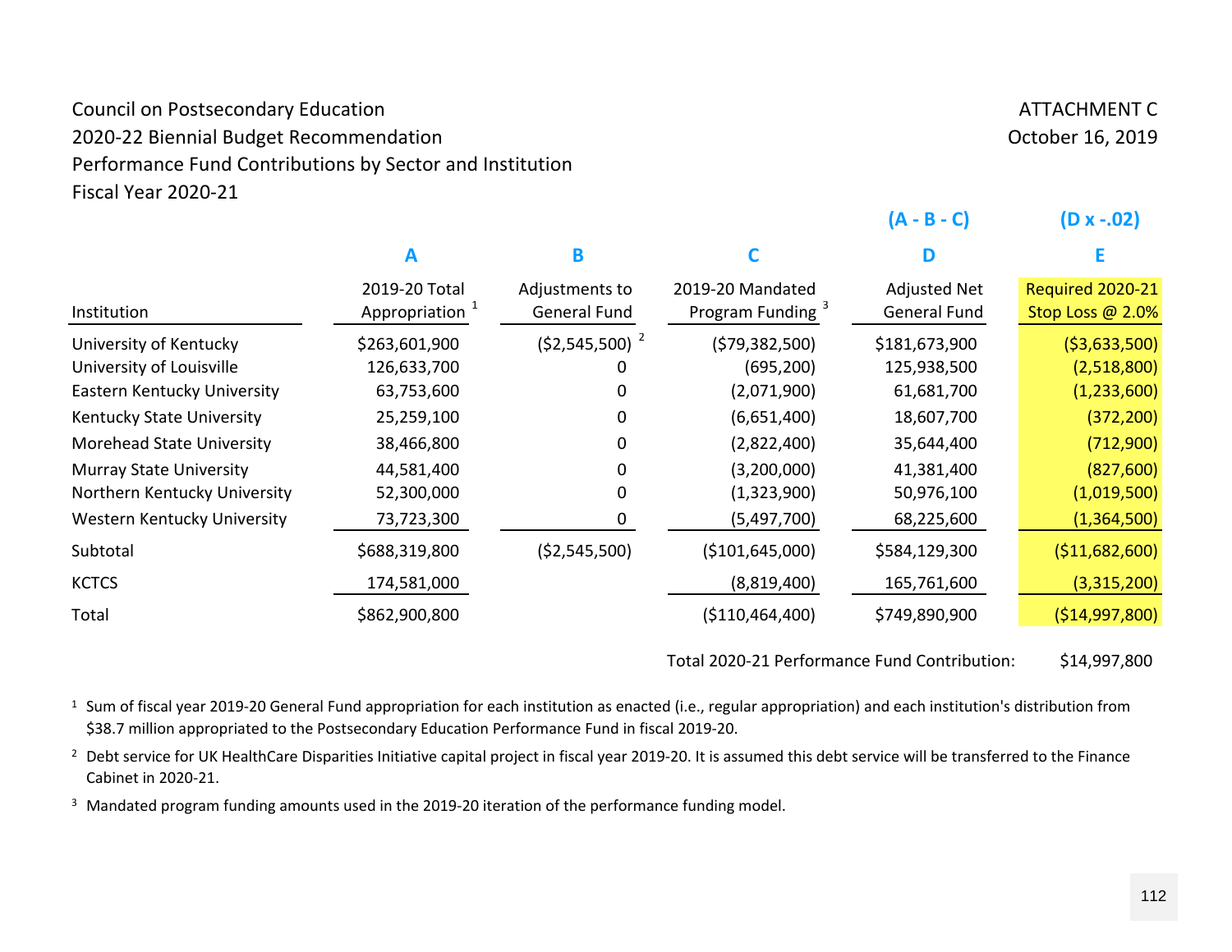Council on Postsecondary Education
2020-22 Biennial Budget Recommendation
Performance Fund Contributions by Sector and Institution
Fiscal Year 2020-21

ATTACHMENT C
October 16, 2019

| | | | | (A - B - C) | (D x -.02) |
|---|---|---|---|---|---|
| | A | B | C | D | E |
| Institution | 2019-20 Total Appropriation [1] | Adjustments to General Fund | 2019-20 Mandated Program Funding [3] | Adjusted Net General Fund | Required 2020-21 Stop Loss @ 2.0% |
| University of Kentucky | $263,601,900 | ($2,545,500) [2] | ($79,382,500) | $181,673,900 | ($3,633,500) |
| University of Louisville | 126,633,700 | 0 | (695,200) | 125,938,500 | (2,518,800) |
| Eastern Kentucky University | 63,753,600 | 0 | (2,071,900) | 61,681,700 | (1,233,600) |
| Kentucky State University | 25,259,100 | 0 | (6,651,400) | 18,607,700 | (372,200) |
| Morehead State University | 38,466,800 | 0 | (2,822,400) | 35,644,400 | (712,900) |
| Murray State University | 44,581,400 | 0 | (3,200,000) | 41,381,400 | (827,600) |
| Northern Kentucky University | 52,300,000 | 0 | (1,323,900) | 50,976,100 | (1,019,500) |
| Western Kentucky University | 73,723,300 | 0 | (5,497,700) | 68,225,600 | (1,364,500) |
| Subtotal | $688,319,800 | ($2,545,500) | ($101,645,000) | $584,129,300 | ($11,682,600) |
| KCTCS | 174,581,000 | | (8,819,400) | 165,761,600 | (3,315,200) |
| Total | $862,900,800 | | ($110,464,400) | $749,890,900 | ($14,997,800) |

Total 2020-21 Performance Fund Contribution: $14,997,800

[1] Sum of fiscal year 2019-20 General Fund appropriation for each institution as enacted (i.e., regular appropriation) and each institution's distribution from $38.7 million appropriated to the Postsecondary Education Performance Fund in fiscal 2019-20.

[2] Debt service for UK HealthCare Disparities Initiative capital project in fiscal year 2019-20. It is assumed this debt service will be transferred to the Finance Cabinet in 2020-21.

[3] Mandated program funding amounts used in the 2019-20 iteration of the performance funding model.